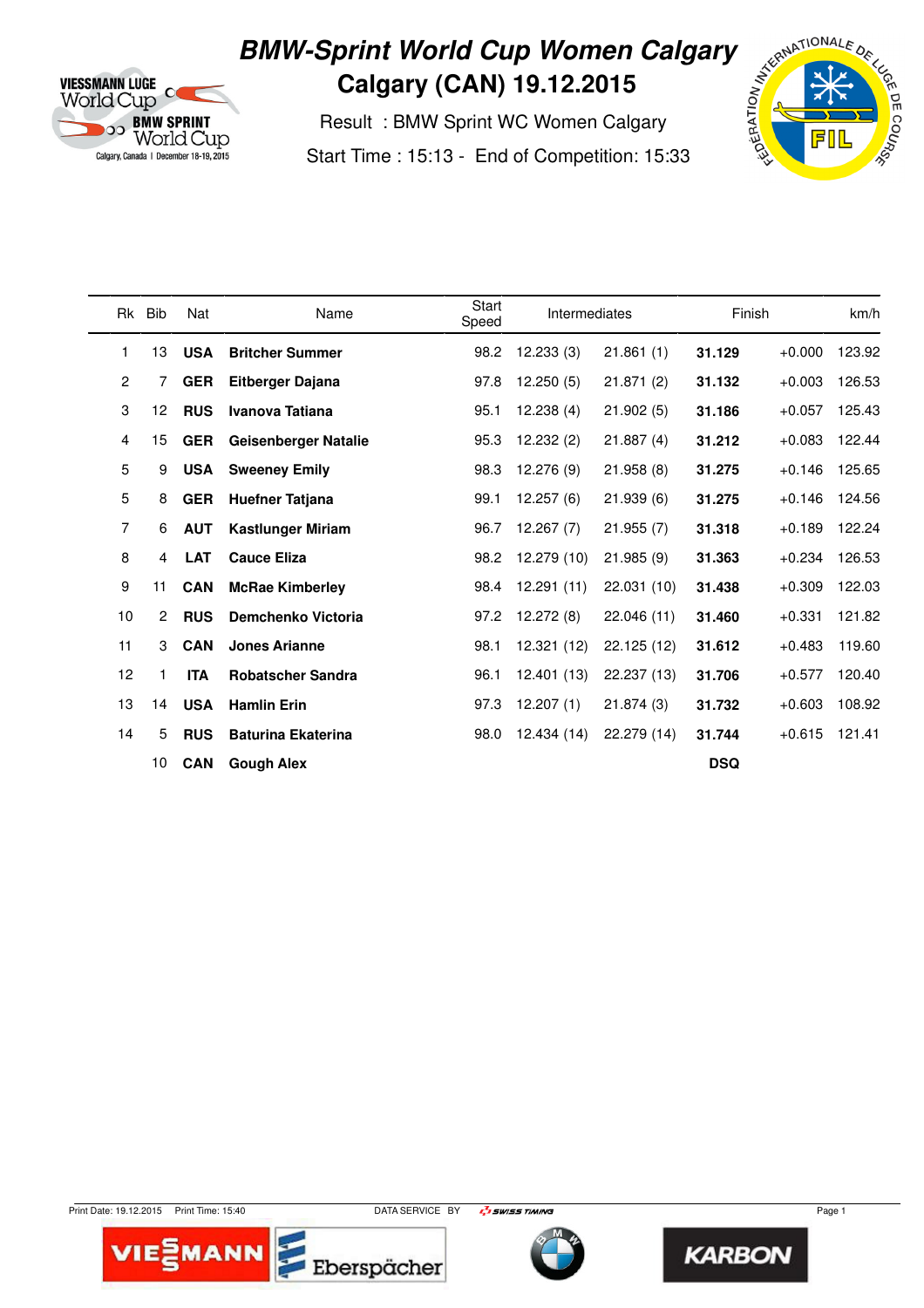# BMW-Sprint World Cup Women Calgary

## Calgary (CAN) 19.12.2015

Result : BMW Sprint WC Women Calgary

Start Time : 15:13 - End of Competition: 15:33

| Rk | Bib | Nat | Name | Start Speed | Intermediates | | Finish | | km/h |
|---|---|---|---|---|---|---|---|---|---|
| 1 | 13 | **USA** | **Britcher Summer** | 98.2 | 12.233 (3) | 21.861 (1) | **31.129** | +0.000 | 123.92 |
| 2 | 7 | **GER** | **Eitberger Dajana** | 97.8 | 12.250 (5) | 21.871 (2) | **31.132** | +0.003 | 126.53 |
| 3 | 12 | **RUS** | **Ivanova Tatiana** | 95.1 | 12.238 (4) | 21.902 (5) | **31.186** | +0.057 | 125.43 |
| 4 | 15 | **GER** | **Geisenberger Natalie** | 95.3 | 12.232 (2) | 21.887 (4) | **31.212** | +0.083 | 122.44 |
| 5 | 9 | **USA** | **Sweeney Emily** | 98.3 | 12.276 (9) | 21.958 (8) | **31.275** | +0.146 | 125.65 |
| 5 | 8 | **GER** | **Huefner Tatjana** | 99.1 | 12.257 (6) | 21.939 (6) | **31.275** | +0.146 | 124.56 |
| 7 | 6 | **AUT** | **Kastlunger Miriam** | 96.7 | 12.267 (7) | 21.955 (7) | **31.318** | +0.189 | 122.24 |
| 8 | 4 | **LAT** | **Cauce Eliza** | 98.2 | 12.279 (10) | 21.985 (9) | **31.363** | +0.234 | 126.53 |
| 9 | 11 | **CAN** | **McRae Kimberley** | 98.4 | 12.291 (11) | 22.031 (10) | **31.438** | +0.309 | 122.03 |
| 10 | 2 | **RUS** | **Demchenko Victoria** | 97.2 | 12.272 (8) | 22.046 (11) | **31.460** | +0.331 | 121.82 |
| 11 | 3 | **CAN** | **Jones Arianne** | 98.1 | 12.321 (12) | 22.125 (12) | **31.612** | +0.483 | 119.60 |
| 12 | 1 | **ITA** | **Robatscher Sandra** | 96.1 | 12.401 (13) | 22.237 (13) | **31.706** | +0.577 | 120.40 |
| 13 | 14 | **USA** | **Hamlin Erin** | 97.3 | 12.207 (1) | 21.874 (3) | **31.732** | +0.603 | 108.92 |
| 14 | 5 | **RUS** | **Baturina Ekaterina** | 98.0 | 12.434 (14) | 22.279 (14) | **31.744** | +0.615 | 121.41 |
| | 10 | **CAN** | **Gough Alex** | | | | **DSQ** | | |

Print Date: 19.12.2015 Print Time: 15:40 DATA SERVICE BY SWISS TIMING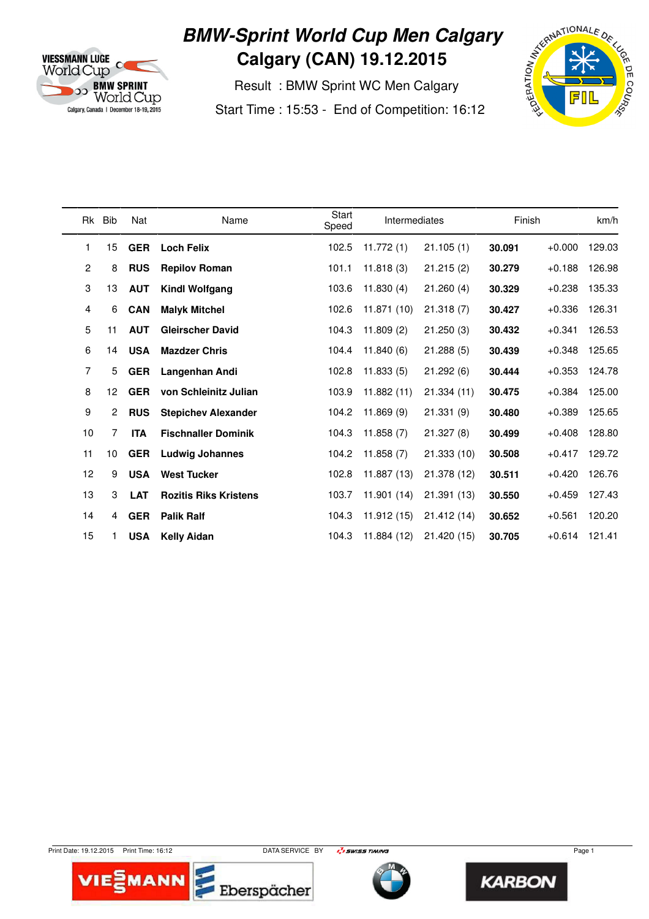# BMW-Sprint World Cup Men Calgary

## Calgary (CAN) 19.12.2015

Result : BMW Sprint WC Men Calgary

Start Time : 15:53 - End of Competition: 16:12

| Rk | Bib | Nat | Name | Start Speed | Intermediates | | Finish | | km/h |
|---|---|---|---|---|---|---|---|---|---|
| 1 | 15 | **GER** | **Loch Felix** | 102.5 | 11.772 (1) | 21.105 (1) | **30.091** | +0.000 | 129.03 |
| 2 | 8 | **RUS** | **Repilov Roman** | 101.1 | 11.818 (3) | 21.215 (2) | **30.279** | +0.188 | 126.98 |
| 3 | 13 | **AUT** | **Kindl Wolfgang** | 103.6 | 11.830 (4) | 21.260 (4) | **30.329** | +0.238 | 135.33 |
| 4 | 6 | **CAN** | **Malyk Mitchel** | 102.6 | 11.871 (10) | 21.318 (7) | **30.427** | +0.336 | 126.31 |
| 5 | 11 | **AUT** | **Gleirscher David** | 104.3 | 11.809 (2) | 21.250 (3) | **30.432** | +0.341 | 126.53 |
| 6 | 14 | **USA** | **Mazdzer Chris** | 104.4 | 11.840 (6) | 21.288 (5) | **30.439** | +0.348 | 125.65 |
| 7 | 5 | **GER** | **Langenhan Andi** | 102.8 | 11.833 (5) | 21.292 (6) | **30.444** | +0.353 | 124.78 |
| 8 | 12 | **GER** | **von Schleinitz Julian** | 103.9 | 11.882 (11) | 21.334 (11) | **30.475** | +0.384 | 125.00 |
| 9 | 2 | **RUS** | **Stepichev Alexander** | 104.2 | 11.869 (9) | 21.331 (9) | **30.480** | +0.389 | 125.65 |
| 10 | 7 | **ITA** | **Fischnaller Dominik** | 104.3 | 11.858 (7) | 21.327 (8) | **30.499** | +0.408 | 128.80 |
| 11 | 10 | **GER** | **Ludwig Johannes** | 104.2 | 11.858 (7) | 21.333 (10) | **30.508** | +0.417 | 129.72 |
| 12 | 9 | **USA** | **West Tucker** | 102.8 | 11.887 (13) | 21.378 (12) | **30.511** | +0.420 | 126.76 |
| 13 | 3 | **LAT** | **Rozitis Riks Kristens** | 103.7 | 11.901 (14) | 21.391 (13) | **30.550** | +0.459 | 127.43 |
| 14 | 4 | **GER** | **Palik Ralf** | 104.3 | 11.912 (15) | 21.412 (14) | **30.652** | +0.561 | 120.20 |
| 15 | 1 | **USA** | **Kelly Aidan** | 104.3 | 11.884 (12) | 21.420 (15) | **30.705** | +0.614 | 121.41 |

Print Date: 19.12.2015 Print Time: 16:12 DATA SERVICE BY SWISS TIMING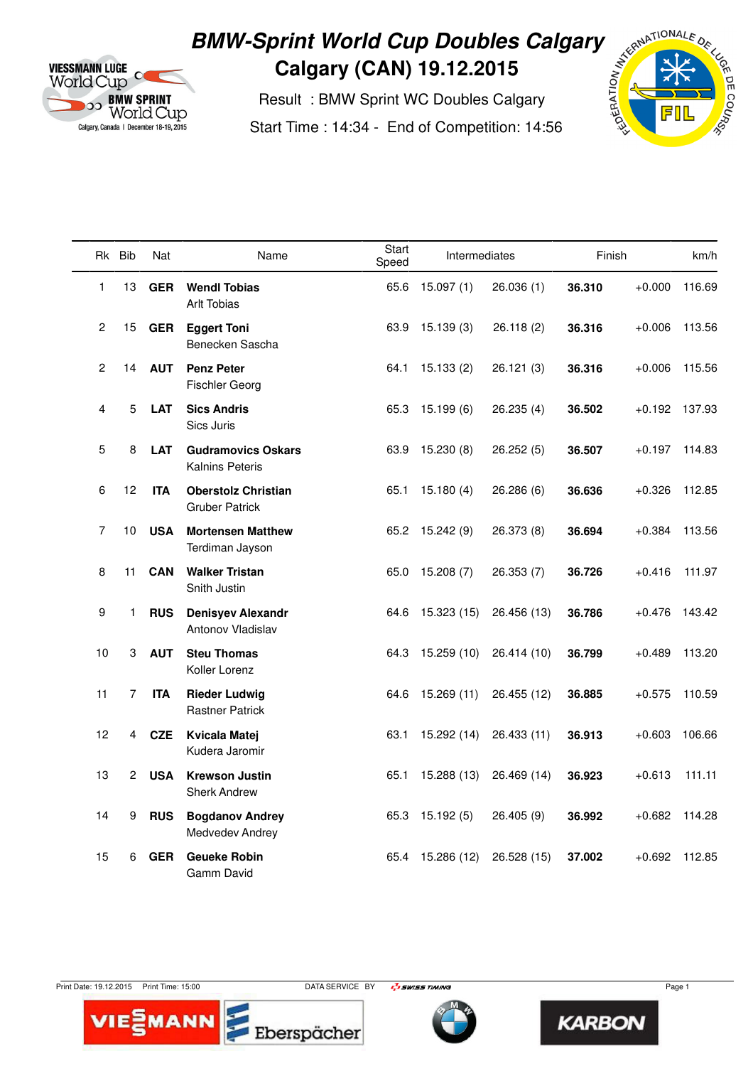# BMW-Sprint World Cup Doubles Calgary

## Calgary (CAN) 19.12.2015

Result : BMW Sprint WC Doubles Calgary

Start Time : 14:34 - End of Competition: 14:56

| Rk | Bib | Nat | Name | Start Speed | Intermediates | | Finish | | km/h |
|---|---|---|---|---|---|---|---|---|---|
| 1 | 13 | **GER** | **Wendl Tobias** Arlt Tobias | 65.6 | 15.097 (1) | 26.036 (1) | **36.310** | +0.000 | 116.69 |
| 2 | 15 | **GER** | **Eggert Toni** Benecken Sascha | 63.9 | 15.139 (3) | 26.118 (2) | **36.316** | +0.006 | 113.56 |
| 2 | 14 | **AUT** | **Penz Peter** Fischler Georg | 64.1 | 15.133 (2) | 26.121 (3) | **36.316** | +0.006 | 115.56 |
| 4 | 5 | **LAT** | **Sics Andris** Sics Juris | 65.3 | 15.199 (6) | 26.235 (4) | **36.502** | +0.192 | 137.93 |
| 5 | 8 | **LAT** | **Gudramovics Oskars** Kalnins Peteris | 63.9 | 15.230 (8) | 26.252 (5) | **36.507** | +0.197 | 114.83 |
| 6 | 12 | **ITA** | **Oberstolz Christian** Gruber Patrick | 65.1 | 15.180 (4) | 26.286 (6) | **36.636** | +0.326 | 112.85 |
| 7 | 10 | **USA** | **Mortensen Matthew** Terdiman Jayson | 65.2 | 15.242 (9) | 26.373 (8) | **36.694** | +0.384 | 113.56 |
| 8 | 11 | **CAN** | **Walker Tristan** Snith Justin | 65.0 | 15.208 (7) | 26.353 (7) | **36.726** | +0.416 | 111.97 |
| 9 | 1 | **RUS** | **Denisyev Alexandr** Antonov Vladislav | 64.6 | 15.323 (15) | 26.456 (13) | **36.786** | +0.476 | 143.42 |
| 10 | 3 | **AUT** | **Steu Thomas** Koller Lorenz | 64.3 | 15.259 (10) | 26.414 (10) | **36.799** | +0.489 | 113.20 |
| 11 | 7 | **ITA** | **Rieder Ludwig** Rastner Patrick | 64.6 | 15.269 (11) | 26.455 (12) | **36.885** | +0.575 | 110.59 |
| 12 | 4 | **CZE** | **Kvicala Matej** Kudera Jaromir | 63.1 | 15.292 (14) | 26.433 (11) | **36.913** | +0.603 | 106.66 |
| 13 | 2 | **USA** | **Krewson Justin** Sherk Andrew | 65.1 | 15.288 (13) | 26.469 (14) | **36.923** | +0.613 | 111.11 |
| 14 | 9 | **RUS** | **Bogdanov Andrey** Medvedev Andrey | 65.3 | 15.192 (5) | 26.405 (9) | **36.992** | +0.682 | 114.28 |
| 15 | 6 | **GER** | **Geueke Robin** Gamm David | 65.4 | 15.286 (12) | 26.528 (15) | **37.002** | +0.692 | 112.85 |

Print Date: 19.12.2015 Print Time: 15:00 DATA SERVICE BY SWISS TIMING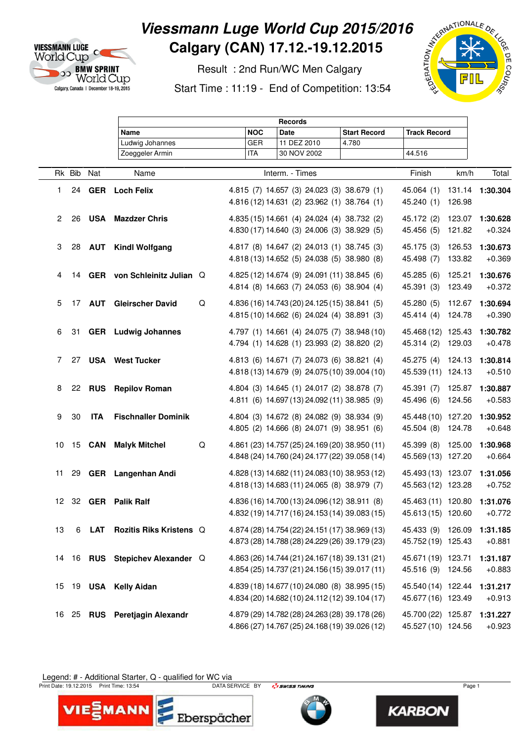# Viessmann Luge World Cup 2015/2016

## Calgary (CAN) 17.12.-19.12.2015

Result : 2nd Run/WC Men Calgary

Start Time : 11:19 - End of Competition: 13:54

| Records | | | | |
|---|---|---|---|---|
| Name | NOC | Date | Start Record | Track Record |
| Ludwig Johannes | GER | 11 DEZ 2010 | 4.780 | |
| Zoeggeler Armin | ITA | 30 NOV 2002 | | 44.516 |

| Rk | Bib | Nat | Name | | Interm. - Times | Finish | km/h | Total |
|---|---|---|---|---|---|---|---|---|
| 1 | 24 | **GER** | **Loch Felix** | | 4.815 (7) 14.657 (3) 24.023 (3) 38.679 (1)<br>4.816 (12) 14.631 (2) 23.962 (1) 38.764 (1) | 45.064 (1)<br>45.240 (1) | 131.14<br>126.98 | **1:30.304** |
| 2 | 26 | **USA** | **Mazdzer Chris** | | 4.835 (15) 14.661 (4) 24.024 (4) 38.732 (2)<br>4.830 (17) 14.640 (3) 24.006 (3) 38.929 (5) | 45.172 (2)<br>45.456 (5) | 123.07<br>121.82 | **1:30.628**<br>+0.324 |
| 3 | 28 | **AUT** | **Kindl Wolfgang** | | 4.817 (8) 14.647 (2) 24.013 (1) 38.745 (3)<br>4.818 (13) 14.652 (5) 24.038 (5) 38.980 (8) | 45.175 (3)<br>45.498 (7) | 126.53<br>133.82 | **1:30.673**<br>+0.369 |
| 4 | 14 | **GER** | **von Schleinitz Julian** | Q | 4.825 (12) 14.674 (9) 24.091 (11) 38.845 (6)<br>4.814 (8) 14.663 (7) 24.053 (6) 38.904 (4) | 45.285 (6)<br>45.391 (3) | 125.21<br>123.49 | **1:30.676**<br>+0.372 |
| 5 | 17 | **AUT** | **Gleirscher David** | Q | 4.836 (16) 14.743 (20) 24.125 (15) 38.841 (5)<br>4.815 (10) 14.662 (6) 24.024 (4) 38.891 (3) | 45.280 (5)<br>45.414 (4) | 112.67<br>124.78 | **1:30.694**<br>+0.390 |
| 6 | 31 | **GER** | **Ludwig Johannes** | | 4.797 (1) 14.661 (4) 24.075 (7) 38.948 (10)<br>4.794 (1) 14.628 (1) 23.993 (2) 38.820 (2) | 45.468 (12)<br>45.314 (2) | 125.43<br>129.03 | **1:30.782**<br>+0.478 |
| 7 | 27 | **USA** | **West Tucker** | | 4.813 (6) 14.671 (7) 24.073 (6) 38.821 (4)<br>4.818 (13) 14.679 (9) 24.075 (10) 39.004 (10) | 45.275 (4)<br>45.539 (11) | 124.13<br>124.13 | **1:30.814**<br>+0.510 |
| 8 | 22 | **RUS** | **Repilov Roman** | | 4.804 (3) 14.645 (1) 24.017 (2) 38.878 (7)<br>4.811 (6) 14.697 (13) 24.092 (11) 38.985 (9) | 45.391 (7)<br>45.496 (6) | 125.87<br>124.56 | **1:30.887**<br>+0.583 |
| 9 | 30 | **ITA** | **Fischnaller Dominik** | | 4.804 (3) 14.672 (8) 24.082 (9) 38.934 (9)<br>4.805 (2) 14.666 (8) 24.071 (9) 38.951 (6) | 45.448 (10)<br>45.504 (8) | 127.20<br>124.78 | **1:30.952**<br>+0.648 |
| 10 | 15 | **CAN** | **Malyk Mitchel** | Q | 4.861 (23) 14.757 (25) 24.169 (20) 38.950 (11)<br>4.848 (24) 14.760 (24) 24.177 (22) 39.058 (14) | 45.399 (8)<br>45.569 (13) | 125.00<br>127.20 | **1:30.968**<br>+0.664 |
| 11 | 29 | **GER** | **Langenhan Andi** | | 4.828 (13) 14.682 (11) 24.083 (10) 38.953 (12)<br>4.818 (13) 14.683 (11) 24.065 (8) 38.979 (7) | 45.493 (13)<br>45.563 (12) | 123.07<br>123.28 | **1:31.056**<br>+0.752 |
| 12 | 32 | **GER** | **Palik Ralf** | | 4.836 (16) 14.700 (13) 24.096 (12) 38.911 (8)<br>4.832 (19) 14.717 (16) 24.153 (14) 39.083 (15) | 45.463 (11)<br>45.613 (15) | 120.80<br>120.60 | **1:31.076**<br>+0.772 |
| 13 | 6 | **LAT** | **Rozitis Riks Kristens** | Q | 4.874 (28) 14.754 (22) 24.151 (17) 38.969 (13)<br>4.873 (28) 14.788 (28) 24.229 (26) 39.179 (23) | 45.433 (9)<br>45.752 (19) | 126.09<br>125.43 | **1:31.185**<br>+0.881 |
| 14 | 16 | **RUS** | **Stepichev Alexander** | Q | 4.863 (26) 14.744 (21) 24.167 (18) 39.131 (21)<br>4.854 (25) 14.737 (21) 24.156 (15) 39.017 (11) | 45.671 (19)<br>45.516 (9) | 123.71<br>124.56 | **1:31.187**<br>+0.883 |
| 15 | 19 | **USA** | **Kelly Aidan** | | 4.839 (18) 14.677 (10) 24.080 (8) 38.995 (15)<br>4.834 (20) 14.682 (10) 24.112 (12) 39.104 (17) | 45.540 (14)<br>45.677 (16) | 122.44<br>123.49 | **1:31.217**<br>+0.913 |
| 16 | 25 | **RUS** | **Peretjagin Alexandr** | | 4.879 (29) 14.782 (28) 24.263 (28) 39.178 (26)<br>4.866 (27) 14.767 (25) 24.168 (19) 39.026 (12) | 45.700 (22)<br>45.527 (10) | 125.87<br>124.56 | **1:31.227**<br>+0.923 |

Legend: # - Additional Starter, Q - qualified for WC via

Print Date: 19.12.2015 Print Time: 13:54 DATA SERVICE BY SWISS TIMING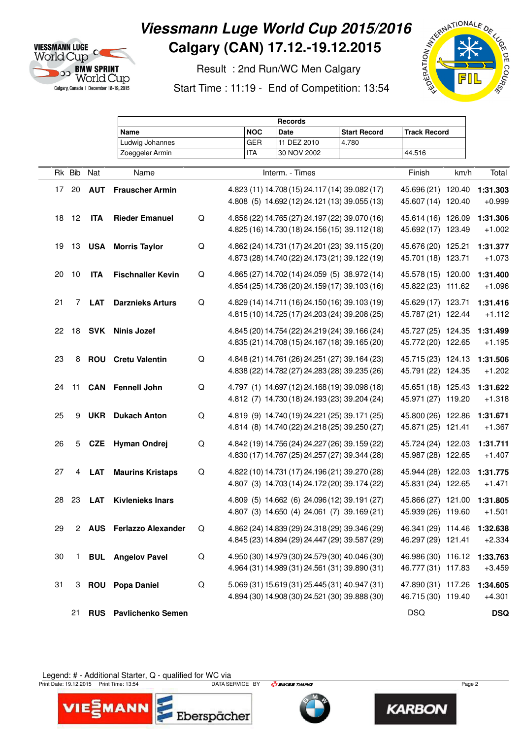# Viessmann Luge World Cup 2015/2016
## Calgary (CAN) 17.12.-19.12.2015

Result : 2nd Run/WC Men Calgary

Start Time : 11:19 - End of Competition: 13:54

| Records | | | | |
|---|---|---|---|---|
| Name | NOC | Date | Start Record | Track Record |
| Ludwig Johannes | GER | 11 DEZ 2010 | 4.780 | |
| Zoeggeler Armin | ITA | 30 NOV 2002 | | 44.516 |

| Rk | Bib | Nat | Name | | Interm. - Times | Finish | km/h | Total |
|---|---|---|---|---|---|---|---|---|
| 17 | 20 | AUT | **Frauscher Armin** | | 4.823 (11) 14.708 (15) 24.117 (14) 39.082 (17)<br>4.808 (5) 14.692 (12) 24.121 (13) 39.055 (13) | 45.696 (21)<br>45.607 (14) | 120.40<br>120.40 | **1:31.303**<br>+0.999 |
| 18 | 12 | ITA | **Rieder Emanuel** | Q | 4.856 (22) 14.765 (27) 24.197 (22) 39.070 (16)<br>4.825 (16) 14.730 (18) 24.156 (15) 39.112 (18) | 45.614 (16)<br>45.692 (17) | 126.09<br>123.49 | **1:31.306**<br>+1.002 |
| 19 | 13 | USA | **Morris Taylor** | Q | 4.862 (24) 14.731 (17) 24.201 (23) 39.115 (20)<br>4.873 (28) 14.740 (22) 24.173 (21) 39.122 (19) | 45.676 (20)<br>45.701 (18) | 125.21<br>123.71 | **1:31.377**<br>+1.073 |
| 20 | 10 | ITA | **Fischnaller Kevin** | Q | 4.865 (27) 14.702 (14) 24.059 (5) 38.972 (14)<br>4.854 (25) 14.736 (20) 24.159 (17) 39.103 (16) | 45.578 (15)<br>45.822 (23) | 120.00<br>111.62 | **1:31.400**<br>+1.096 |
| 21 | 7 | LAT | **Darznieks Arturs** | Q | 4.829 (14) 14.711 (16) 24.150 (16) 39.103 (19)<br>4.815 (10) 14.725 (17) 24.203 (24) 39.208 (25) | 45.629 (17)<br>45.787 (21) | 123.71<br>122.44 | **1:31.416**<br>+1.112 |
| 22 | 18 | SVK | **Ninis Jozef** | | 4.845 (20) 14.754 (22) 24.219 (24) 39.166 (24)<br>4.835 (21) 14.708 (15) 24.167 (18) 39.165 (20) | 45.727 (25)<br>45.772 (20) | 124.35<br>122.65 | **1:31.499**<br>+1.195 |
| 23 | 8 | ROU | **Cretu Valentin** | Q | 4.848 (21) 14.761 (26) 24.251 (27) 39.164 (23)<br>4.838 (22) 14.782 (27) 24.283 (28) 39.235 (26) | 45.715 (23)<br>45.791 (22) | 124.13<br>124.35 | **1:31.506**<br>+1.202 |
| 24 | 11 | CAN | **Fennell John** | Q | 4.797 (1) 14.697 (12) 24.168 (19) 39.098 (18)<br>4.812 (7) 14.730 (18) 24.193 (23) 39.204 (24) | 45.651 (18)<br>45.971 (27) | 125.43<br>119.20 | **1:31.622**<br>+1.318 |
| 25 | 9 | UKR | **Dukach Anton** | Q | 4.819 (9) 14.740 (19) 24.221 (25) 39.171 (25)<br>4.814 (8) 14.740 (22) 24.218 (25) 39.250 (27) | 45.800 (26)<br>45.871 (25) | 122.86<br>121.41 | **1:31.671**<br>+1.367 |
| 26 | 5 | CZE | **Hyman Ondrej** | Q | 4.842 (19) 14.756 (24) 24.227 (26) 39.159 (22)<br>4.830 (17) 14.767 (25) 24.257 (27) 39.344 (28) | 45.724 (24)<br>45.987 (28) | 122.03<br>122.65 | **1:31.711**<br>+1.407 |
| 27 | 4 | LAT | **Maurins Kristaps** | Q | 4.822 (10) 14.731 (17) 24.196 (21) 39.270 (28)<br>4.807 (3) 14.703 (14) 24.172 (20) 39.174 (22) | 45.944 (28)<br>45.831 (24) | 122.03<br>122.65 | **1:31.775**<br>+1.471 |
| 28 | 23 | LAT | **Kivlenieks Inars** | | 4.809 (5) 14.662 (6) 24.096 (12) 39.191 (27)<br>4.807 (3) 14.650 (4) 24.061 (7) 39.169 (21) | 45.866 (27)<br>45.939 (26) | 121.00<br>119.60 | **1:31.805**<br>+1.501 |
| 29 | 2 | AUS | **Ferlazzo Alexander** | Q | 4.862 (24) 14.839 (29) 24.318 (29) 39.346 (29)<br>4.845 (23) 14.894 (29) 24.447 (29) 39.587 (29) | 46.341 (29)<br>46.297 (29) | 114.46<br>121.41 | **1:32.638**<br>+2.334 |
| 30 | 1 | BUL | **Angelov Pavel** | Q | 4.950 (30) 14.979 (30) 24.579 (30) 40.046 (30)<br>4.964 (31) 14.989 (31) 24.561 (31) 39.890 (31) | 46.986 (30)<br>46.777 (31) | 116.12<br>117.83 | **1:33.763**<br>+3.459 |
| 31 | 3 | ROU | **Popa Daniel** | Q | 5.069 (31) 15.619 (31) 25.445 (31) 40.947 (31)<br>4.894 (30) 14.908 (30) 24.521 (30) 39.888 (30) | 47.890 (31)<br>46.715 (30) | 117.26<br>119.40 | **1:34.605**<br>+4.301 |
| | 21 | RUS | **Pavlichenko Semen** | | | DSQ | | **DSQ** |

Legend: # - Additional Starter, Q - qualified for WC via

Print Date: 19.12.2015 Print Time: 13:54 DATA SERVICE BY SWISS TIMING